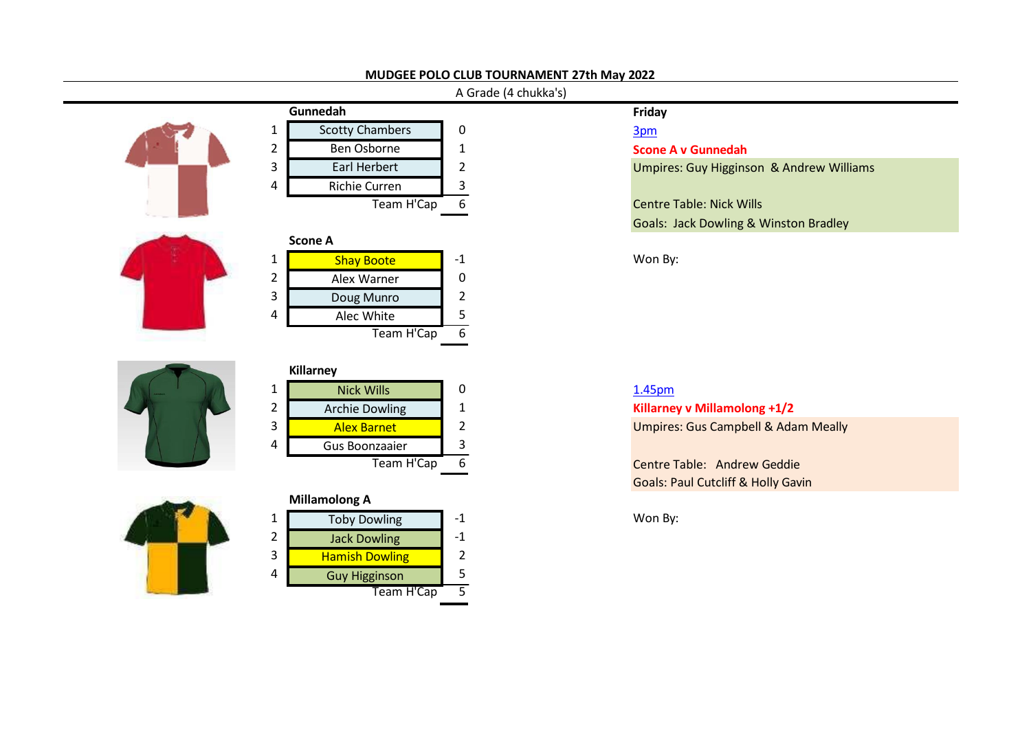# MUDGEE POLO CLUB TOURNAMENT 27th May 2022

A Grade (4 chukka's)

**Gunnedah**

| | | |
|---|---|---|
| 1 | Scotty Chambers | 0 |
| 2 | Ben Osborne | 1 |
| 3 | Earl Herbert | 2 |
| 4 | Richie Curren | 3 |
| | Team H'Cap | 6 |

**Scone A**

| | | |
|---|---|---|
| 1 | Shay Boote | -1 |
| 2 | Alex Warner | 0 |
| 3 | Doug Munro | 2 |
| 4 | Alec White | 5 |
| | Team H'Cap | 6 |

**Friday**

3pm

**Scone A v Gunnedah**

Umpires: Guy Higginson & Andrew Williams

Centre Table: Nick Wills

Goals: Jack Dowling & Winston Bradley

Won By:

**Killarney**

| | | |
|---|---|---|
| 1 | Nick Wills | 0 |
| 2 | Archie Dowling | 1 |
| 3 | Alex Barnet | 2 |
| 4 | Gus Boonzaaier | 3 |
| | Team H'Cap | 6 |

**Millamolong A**

| | | |
|---|---|---|
| 1 | Toby Dowling | -1 |
| 2 | Jack Dowling | -1 |
| 3 | Hamish Dowling | 2 |
| 4 | Guy Higginson | 5 |
| | Team H'Cap | 5 |

1.45pm

**Killarney v Millamolong +1/2**

Umpires: Gus Campbell & Adam Meally

Centre Table: Andrew Geddie

Goals: Paul Cutcliff & Holly Gavin

Won By: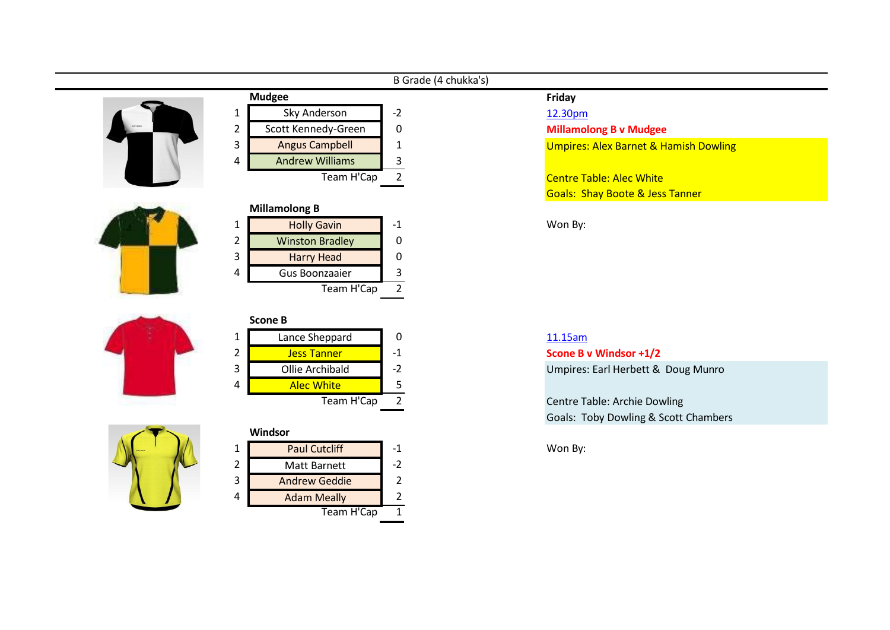B Grade (4 chukka's)

**Mudgee**

| | | |
|---|---|---|
| 1 | Sky Anderson | -2 |
| 2 | Scott Kennedy-Green | 0 |
| 3 | Angus Campbell | 1 |
| 4 | Andrew Williams | 3 |
| | Team H'Cap | 2 |

**Millamolong B**

| | | |
|---|---|---|
| 1 | Holly Gavin | -1 |
| 2 | Winston Bradley | 0 |
| 3 | Harry Head | 0 |
| 4 | Gus Boonzaaier | 3 |
| | Team H'Cap | 2 |

**Scone B**

| | | |
|---|---|---|
| 1 | Lance Sheppard | 0 |
| 2 | Jess Tanner | -1 |
| 3 | Ollie Archibald | -2 |
| 4 | Alec White | 5 |
| | Team H'Cap | 2 |

**Windsor**

| | | |
|---|---|---|
| 1 | Paul Cutcliff | -1 |
| 2 | Matt Barnett | -2 |
| 3 | Andrew Geddie | 2 |
| 4 | Adam Meally | 2 |
| | Team H'Cap | 1 |

**Friday**

12.30pm

**Millamolong B v Mudgee**

Umpires: Alex Barnet & Hamish Dowling

Centre Table: Alec White

Goals: Shay Boote & Jess Tanner

Won By:

11.15am

**Scone B v Windsor +1/2**

Umpires: Earl Herbett & Doug Munro

Centre Table: Archie Dowling

Goals: Toby Dowling & Scott Chambers

Won By: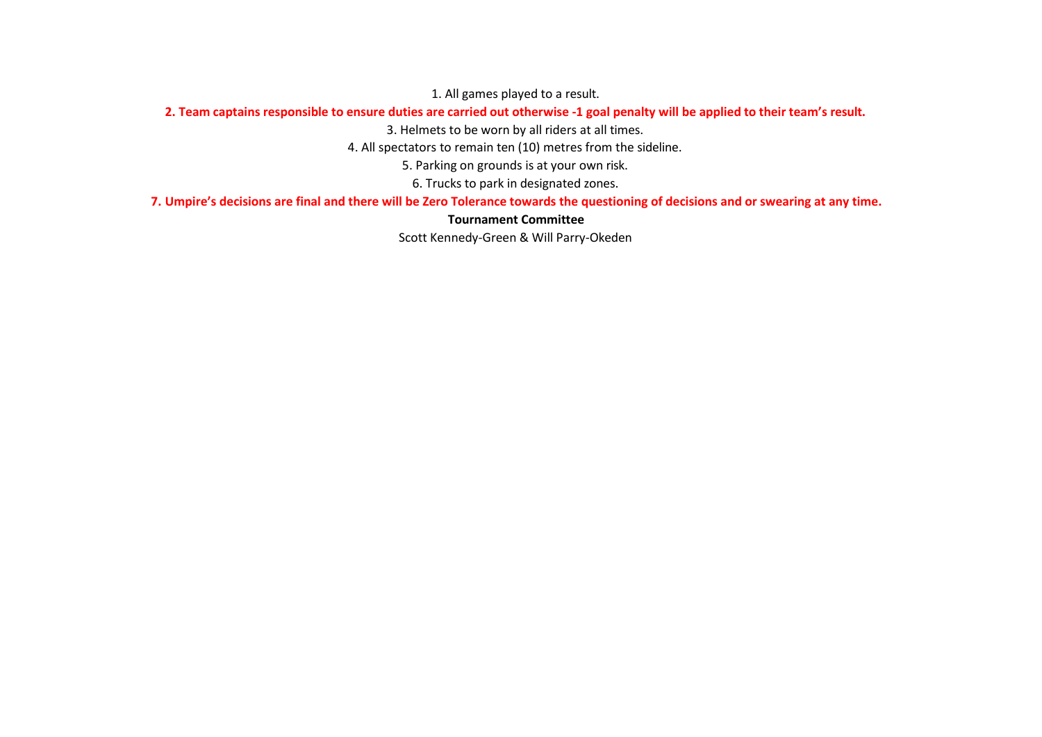1. All games played to a result.

**2. Team captains responsible to ensure duties are carried out otherwise -1 goal penalty will be applied to their team's result.**

3. Helmets to be worn by all riders at all times.

4. All spectators to remain ten (10) metres from the sideline.

5. Parking on grounds is at your own risk.

6. Trucks to park in designated zones.

**7. Umpire's decisions are final and there will be Zero Tolerance towards the questioning of decisions and or swearing at any time.**

**Tournament Committee**

Scott Kennedy-Green & Will Parry-Okeden